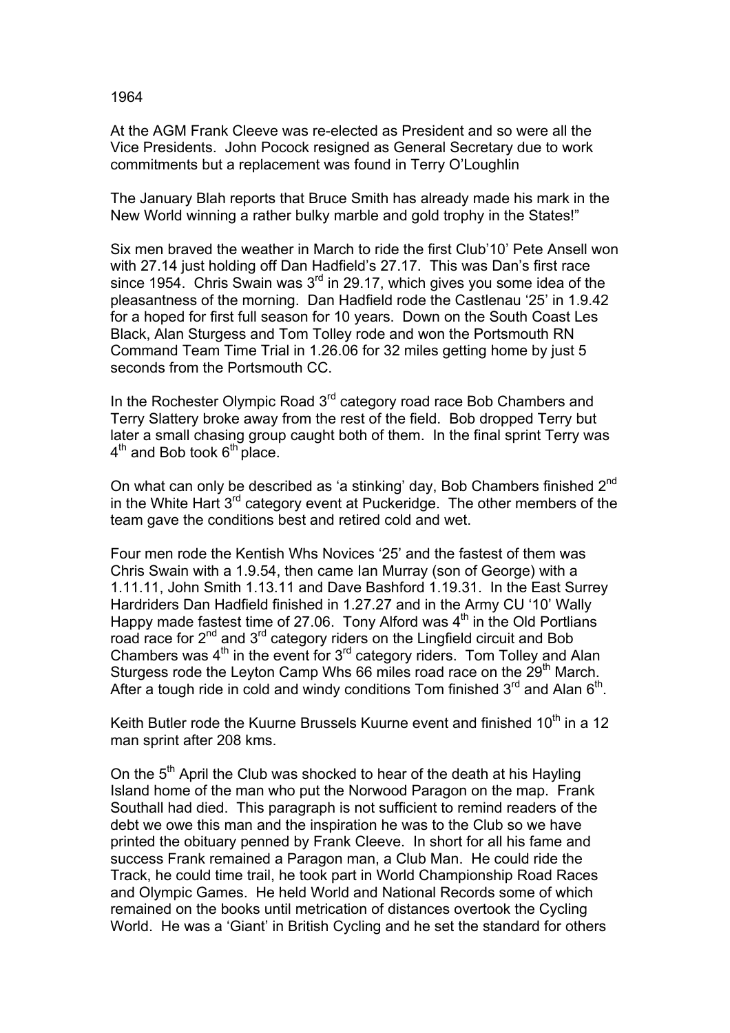# 1964

At the AGM Frank Cleeve was re-elected as President and so were all the Vice Presidents. John Pocock resigned as General Secretary due to work commitments but a replacement was found in Terry O'Loughlin

The January Blah reports that Bruce Smith has already made his mark in the New World winning a rather bulky marble and gold trophy in the States!"

Six men braved the weather in March to ride the first Club'10' Pete Ansell won with 27.14 just holding off Dan Hadfield's 27.17. This was Dan's first race since 1954. Chris Swain was 3rd in 29.17, which gives you some idea of the pleasantness of the morning. Dan Hadfield rode the Castlenau '25' in 1.9.42 for a hoped for first full season for 10 years. Down on the South Coast Les Black, Alan Sturgess and Tom Tolley rode and won the Portsmouth RN Command Team Time Trial in 1.26.06 for 32 miles getting home by just 5 seconds from the Portsmouth CC.

In the Rochester Olympic Road 3rd category road race Bob Chambers and Terry Slattery broke away from the rest of the field. Bob dropped Terry but later a small chasing group caught both of them. In the final sprint Terry was 4th and Bob took 6th place.

On what can only be described as 'a stinking' day, Bob Chambers finished 2nd in the White Hart 3rd category event at Puckeridge. The other members of the team gave the conditions best and retired cold and wet.

Four men rode the Kentish Whs Novices '25' and the fastest of them was Chris Swain with a 1.9.54, then came Ian Murray (son of George) with a 1.11.11, John Smith 1.13.11 and Dave Bashford 1.19.31. In the East Surrey Hardriders Dan Hadfield finished in 1.27.27 and in the Army CU '10' Wally Happy made fastest time of 27.06. Tony Alford was 4th in the Old Portlians road race for 2nd and 3rd category riders on the Lingfield circuit and Bob Chambers was 4th in the event for 3rd category riders. Tom Tolley and Alan Sturgess rode the Leyton Camp Whs 66 miles road race on the 29th March. After a tough ride in cold and windy conditions Tom finished 3rd and Alan 6th.

Keith Butler rode the Kuurne Brussels Kuurne event and finished 10th in a 12 man sprint after 208 kms.

On the 5th April the Club was shocked to hear of the death at his Hayling Island home of the man who put the Norwood Paragon on the map. Frank Southall had died. This paragraph is not sufficient to remind readers of the debt we owe this man and the inspiration he was to the Club so we have printed the obituary penned by Frank Cleeve. In short for all his fame and success Frank remained a Paragon man, a Club Man. He could ride the Track, he could time trial, he took part in World Championship Road Races and Olympic Games. He held World and National Records some of which remained on the books until metrication of distances overtook the Cycling World. He was a 'Giant' in British Cycling and he set the standard for others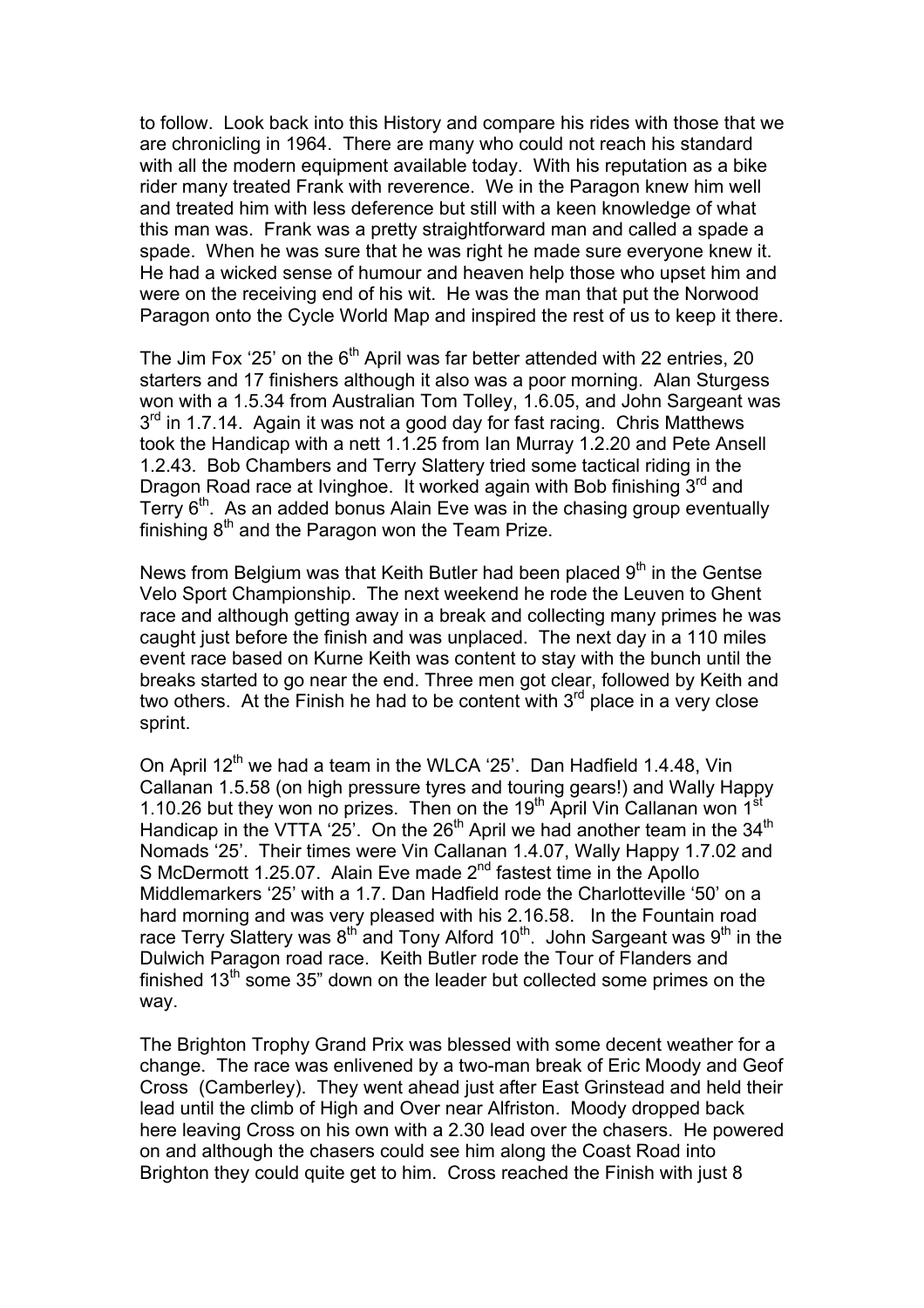to follow. Look back into this History and compare his rides with those that we are chronicling in 1964. There are many who could not reach his standard with all the modern equipment available today. With his reputation as a bike rider many treated Frank with reverence. We in the Paragon knew him well and treated him with less deference but still with a keen knowledge of what this man was. Frank was a pretty straightforward man and called a spade a spade. When he was sure that he was right he made sure everyone knew it. He had a wicked sense of humour and heaven help those who upset him and were on the receiving end of his wit. He was the man that put the Norwood Paragon onto the Cycle World Map and inspired the rest of us to keep it there.

The Jim Fox '25' on the 6th April was far better attended with 22 entries, 20 starters and 17 finishers although it also was a poor morning. Alan Sturgess won with a 1.5.34 from Australian Tom Tolley, 1.6.05, and John Sargeant was 3rd in 1.7.14. Again it was not a good day for fast racing. Chris Matthews took the Handicap with a nett 1.1.25 from Ian Murray 1.2.20 and Pete Ansell 1.2.43. Bob Chambers and Terry Slattery tried some tactical riding in the Dragon Road race at Ivinghoe. It worked again with Bob finishing 3rd and Terry 6th. As an added bonus Alain Eve was in the chasing group eventually finishing 8th and the Paragon won the Team Prize.

News from Belgium was that Keith Butler had been placed 9th in the Gentse Velo Sport Championship. The next weekend he rode the Leuven to Ghent race and although getting away in a break and collecting many primes he was caught just before the finish and was unplaced. The next day in a 110 miles event race based on Kurne Keith was content to stay with the bunch until the breaks started to go near the end. Three men got clear, followed by Keith and two others. At the Finish he had to be content with 3rd place in a very close sprint.

On April 12th we had a team in the WLCA '25'. Dan Hadfield 1.4.48, Vin Callanan 1.5.58 (on high pressure tyres and touring gears!) and Wally Happy 1.10.26 but they won no prizes. Then on the 19th April Vin Callanan won 1st Handicap in the VTTA '25'. On the 26th April we had another team in the 34th Nomads '25'. Their times were Vin Callanan 1.4.07, Wally Happy 1.7.02 and S McDermott 1.25.07. Alain Eve made 2nd fastest time in the Apollo Middlemarkers '25' with a 1.7. Dan Hadfield rode the Charlotteville '50' on a hard morning and was very pleased with his 2.16.58. In the Fountain road race Terry Slattery was 8th and Tony Alford 10th. John Sargeant was 9th in the Dulwich Paragon road race. Keith Butler rode the Tour of Flanders and finished 13th some 35" down on the leader but collected some primes on the way.

The Brighton Trophy Grand Prix was blessed with some decent weather for a change. The race was enlivened by a two-man break of Eric Moody and Geof Cross (Camberley). They went ahead just after East Grinstead and held their lead until the climb of High and Over near Alfriston. Moody dropped back here leaving Cross on his own with a 2.30 lead over the chasers. He powered on and although the chasers could see him along the Coast Road into Brighton they could quite get to him. Cross reached the Finish with just 8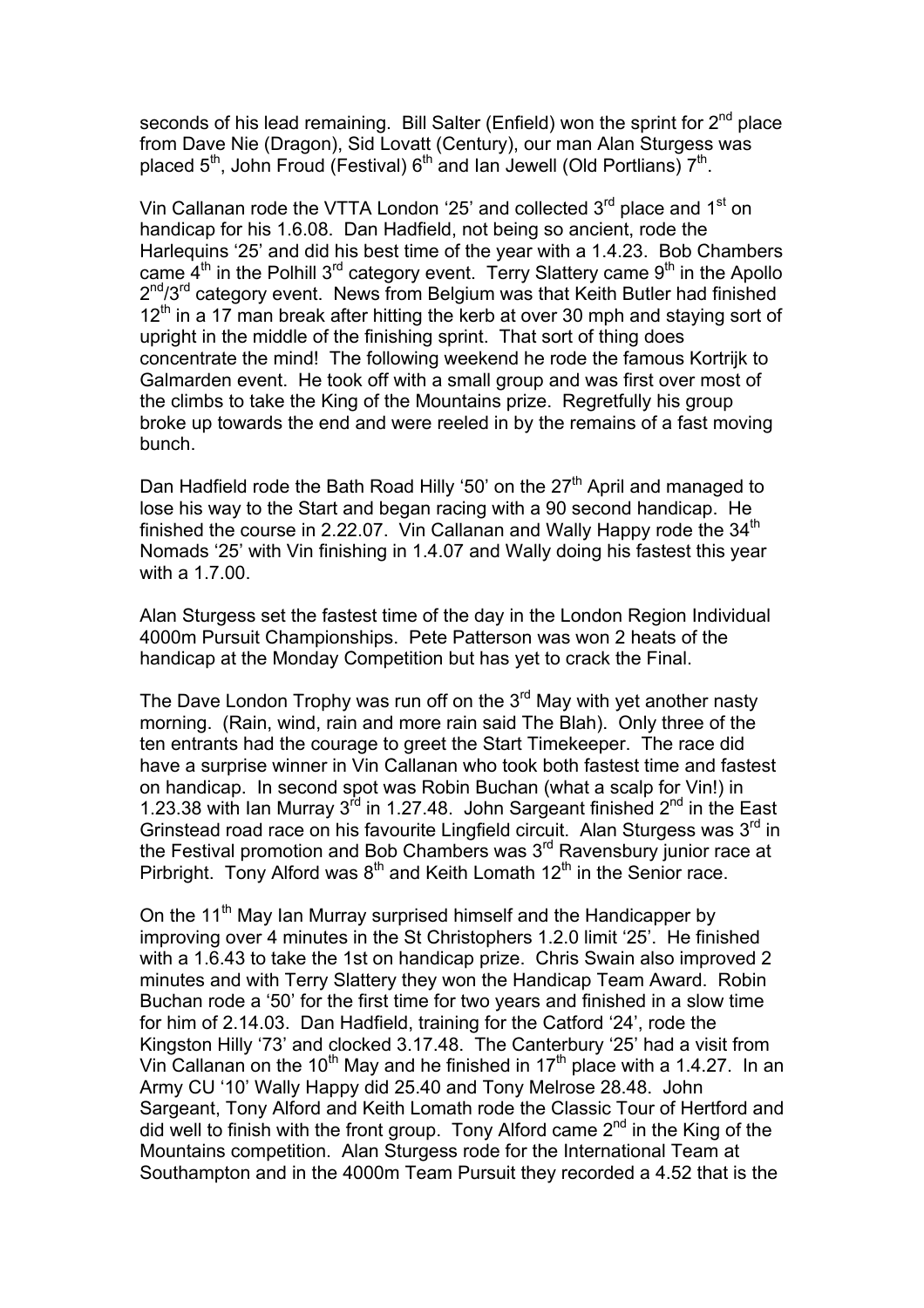seconds of his lead remaining. Bill Salter (Enfield) won the sprint for 2nd place from Dave Nie (Dragon), Sid Lovatt (Century), our man Alan Sturgess was placed 5th, John Froud (Festival) 6th and Ian Jewell (Old Portlians) 7th.

Vin Callanan rode the VTTA London '25' and collected 3rd place and 1st on handicap for his 1.6.08. Dan Hadfield, not being so ancient, rode the Harlequins '25' and did his best time of the year with a 1.4.23. Bob Chambers came 4th in the Polhill 3rd category event. Terry Slattery came 9th in the Apollo 2nd/3rd category event. News from Belgium was that Keith Butler had finished 12th in a 17 man break after hitting the kerb at over 30 mph and staying sort of upright in the middle of the finishing sprint. That sort of thing does concentrate the mind! The following weekend he rode the famous Kortrijk to Galmarden event. He took off with a small group and was first over most of the climbs to take the King of the Mountains prize. Regretfully his group broke up towards the end and were reeled in by the remains of a fast moving bunch.

Dan Hadfield rode the Bath Road Hilly '50' on the 27th April and managed to lose his way to the Start and began racing with a 90 second handicap. He finished the course in 2.22.07. Vin Callanan and Wally Happy rode the 34th Nomads '25' with Vin finishing in 1.4.07 and Wally doing his fastest this year with a 1.7.00.

Alan Sturgess set the fastest time of the day in the London Region Individual 4000m Pursuit Championships. Pete Patterson was won 2 heats of the handicap at the Monday Competition but has yet to crack the Final.

The Dave London Trophy was run off on the 3rd May with yet another nasty morning. (Rain, wind, rain and more rain said The Blah). Only three of the ten entrants had the courage to greet the Start Timekeeper. The race did have a surprise winner in Vin Callanan who took both fastest time and fastest on handicap. In second spot was Robin Buchan (what a scalp for Vin!) in 1.23.38 with Ian Murray 3rd in 1.27.48. John Sargeant finished 2nd in the East Grinstead road race on his favourite Lingfield circuit. Alan Sturgess was 3rd in the Festival promotion and Bob Chambers was 3rd Ravensbury junior race at Pirbright. Tony Alford was 8th and Keith Lomath 12th in the Senior race.

On the 11th May Ian Murray surprised himself and the Handicapper by improving over 4 minutes in the St Christophers 1.2.0 limit '25'. He finished with a 1.6.43 to take the 1st on handicap prize. Chris Swain also improved 2 minutes and with Terry Slattery they won the Handicap Team Award. Robin Buchan rode a '50' for the first time for two years and finished in a slow time for him of 2.14.03. Dan Hadfield, training for the Catford '24', rode the Kingston Hilly '73' and clocked 3.17.48. The Canterbury '25' had a visit from Vin Callanan on the 10th May and he finished in 17th place with a 1.4.27. In an Army CU '10' Wally Happy did 25.40 and Tony Melrose 28.48. John Sargeant, Tony Alford and Keith Lomath rode the Classic Tour of Hertford and did well to finish with the front group. Tony Alford came 2nd in the King of the Mountains competition. Alan Sturgess rode for the International Team at Southampton and in the 4000m Team Pursuit they recorded a 4.52 that is the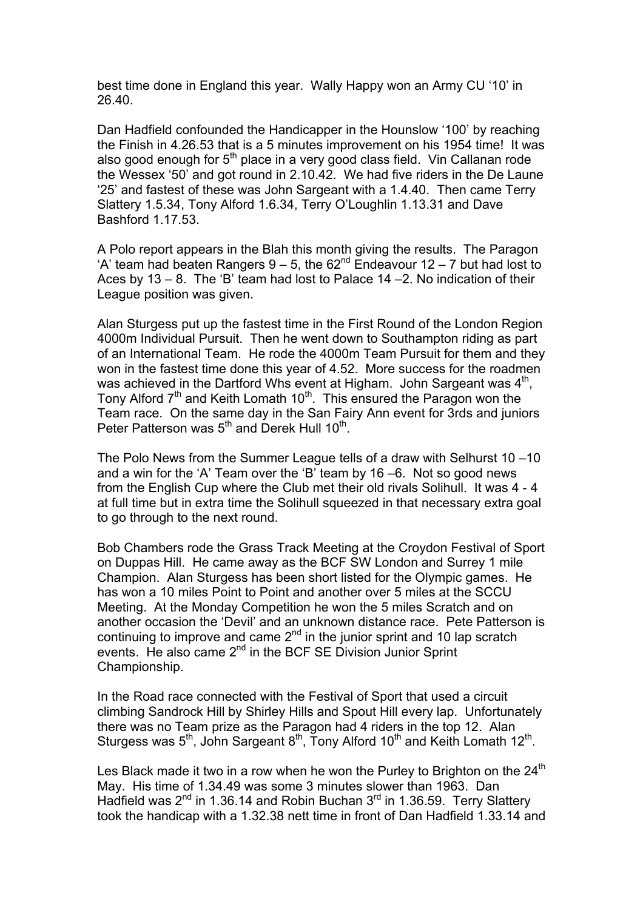best time done in England this year. Wally Happy won an Army CU '10' in 26.40.

Dan Hadfield confounded the Handicapper in the Hounslow '100' by reaching the Finish in 4.26.53 that is a 5 minutes improvement on his 1954 time! It was also good enough for 5th place in a very good class field. Vin Callanan rode the Wessex '50' and got round in 2.10.42. We had five riders in the De Laune '25' and fastest of these was John Sargeant with a 1.4.40. Then came Terry Slattery 1.5.34, Tony Alford 1.6.34, Terry O'Loughlin 1.13.31 and Dave Bashford 1.17.53.

A Polo report appears in the Blah this month giving the results. The Paragon 'A' team had beaten Rangers 9 – 5, the 62nd Endeavour 12 – 7 but had lost to Aces by 13 – 8. The 'B' team had lost to Palace 14 –2. No indication of their League position was given.

Alan Sturgess put up the fastest time in the First Round of the London Region 4000m Individual Pursuit. Then he went down to Southampton riding as part of an International Team. He rode the 4000m Team Pursuit for them and they won in the fastest time done this year of 4.52. More success for the roadmen was achieved in the Dartford Whs event at Higham. John Sargeant was 4th, Tony Alford 7th and Keith Lomath 10th. This ensured the Paragon won the Team race. On the same day in the San Fairy Ann event for 3rds and juniors Peter Patterson was 5th and Derek Hull 10th.

The Polo News from the Summer League tells of a draw with Selhurst 10 –10 and a win for the 'A' Team over the 'B' team by 16 –6. Not so good news from the English Cup where the Club met their old rivals Solihull. It was 4 - 4 at full time but in extra time the Solihull squeezed in that necessary extra goal to go through to the next round.

Bob Chambers rode the Grass Track Meeting at the Croydon Festival of Sport on Duppas Hill. He came away as the BCF SW London and Surrey 1 mile Champion. Alan Sturgess has been short listed for the Olympic games. He has won a 10 miles Point to Point and another over 5 miles at the SCCU Meeting. At the Monday Competition he won the 5 miles Scratch and on another occasion the 'Devil' and an unknown distance race. Pete Patterson is continuing to improve and came 2nd in the junior sprint and 10 lap scratch events. He also came 2nd in the BCF SE Division Junior Sprint Championship.

In the Road race connected with the Festival of Sport that used a circuit climbing Sandrock Hill by Shirley Hills and Spout Hill every lap. Unfortunately there was no Team prize as the Paragon had 4 riders in the top 12. Alan Sturgess was 5th, John Sargeant 8th, Tony Alford 10th and Keith Lomath 12th.

Les Black made it two in a row when he won the Purley to Brighton on the 24th May. His time of 1.34.49 was some 3 minutes slower than 1963. Dan Hadfield was 2nd in 1.36.14 and Robin Buchan 3rd in 1.36.59. Terry Slattery took the handicap with a 1.32.38 nett time in front of Dan Hadfield 1.33.14 and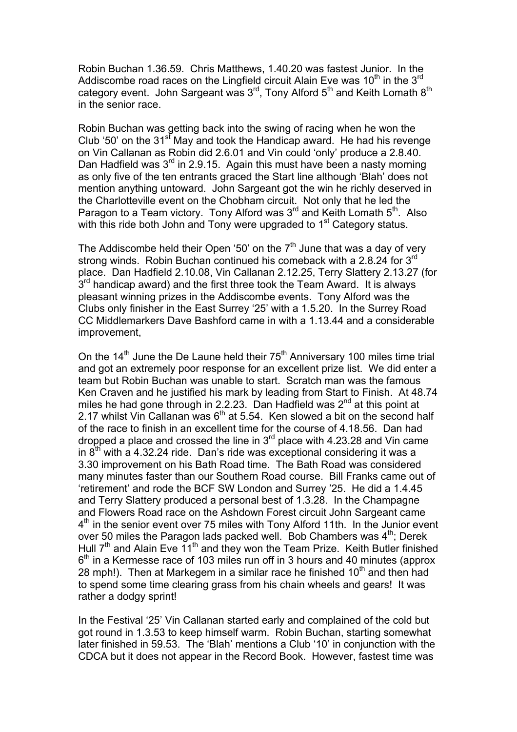Robin Buchan 1.36.59. Chris Matthews, 1.40.20 was fastest Junior. In the Addiscombe road races on the Lingfield circuit Alain Eve was 10th in the 3rd category event. John Sargeant was 3rd, Tony Alford 5th and Keith Lomath 8th in the senior race.

Robin Buchan was getting back into the swing of racing when he won the Club '50' on the 31st May and took the Handicap award. He had his revenge on Vin Callanan as Robin did 2.6.01 and Vin could 'only' produce a 2.8.40. Dan Hadfield was 3rd in 2.9.15. Again this must have been a nasty morning as only five of the ten entrants graced the Start line although 'Blah' does not mention anything untoward. John Sargeant got the win he richly deserved in the Charlotteville event on the Chobham circuit. Not only that he led the Paragon to a Team victory. Tony Alford was 3rd and Keith Lomath 5th. Also with this ride both John and Tony were upgraded to 1st Category status.

The Addiscombe held their Open '50' on the 7th June that was a day of very strong winds. Robin Buchan continued his comeback with a 2.8.24 for 3rd place. Dan Hadfield 2.10.08, Vin Callanan 2.12.25, Terry Slattery 2.13.27 (for 3rd handicap award) and the first three took the Team Award. It is always pleasant winning prizes in the Addiscombe events. Tony Alford was the Clubs only finisher in the East Surrey '25' with a 1.5.20. In the Surrey Road CC Middlemarkers Dave Bashford came in with a 1.13.44 and a considerable improvement,

On the 14th June the De Laune held their 75th Anniversary 100 miles time trial and got an extremely poor response for an excellent prize list. We did enter a team but Robin Buchan was unable to start. Scratch man was the famous Ken Craven and he justified his mark by leading from Start to Finish. At 48.74 miles he had gone through in 2.2.23. Dan Hadfield was 2nd at this point at 2.17 whilst Vin Callanan was 6th at 5.54. Ken slowed a bit on the second half of the race to finish in an excellent time for the course of 4.18.56. Dan had dropped a place and crossed the line in 3rd place with 4.23.28 and Vin came in 8th with a 4.32.24 ride. Dan's ride was exceptional considering it was a 3.30 improvement on his Bath Road time. The Bath Road was considered many minutes faster than our Southern Road course. Bill Franks came out of 'retirement' and rode the BCF SW London and Surrey '25. He did a 1.4.45 and Terry Slattery produced a personal best of 1.3.28. In the Champagne and Flowers Road race on the Ashdown Forest circuit John Sargeant came 4th in the senior event over 75 miles with Tony Alford 11th. In the Junior event over 50 miles the Paragon lads packed well. Bob Chambers was 4th; Derek Hull 7th and Alain Eve 11th and they won the Team Prize. Keith Butler finished 6th in a Kermesse race of 103 miles run off in 3 hours and 40 minutes (approx 28 mph!). Then at Markegem in a similar race he finished 10th and then had to spend some time clearing grass from his chain wheels and gears! It was rather a dodgy sprint!

In the Festival '25' Vin Callanan started early and complained of the cold but got round in 1.3.53 to keep himself warm. Robin Buchan, starting somewhat later finished in 59.53. The 'Blah' mentions a Club '10' in conjunction with the CDCA but it does not appear in the Record Book. However, fastest time was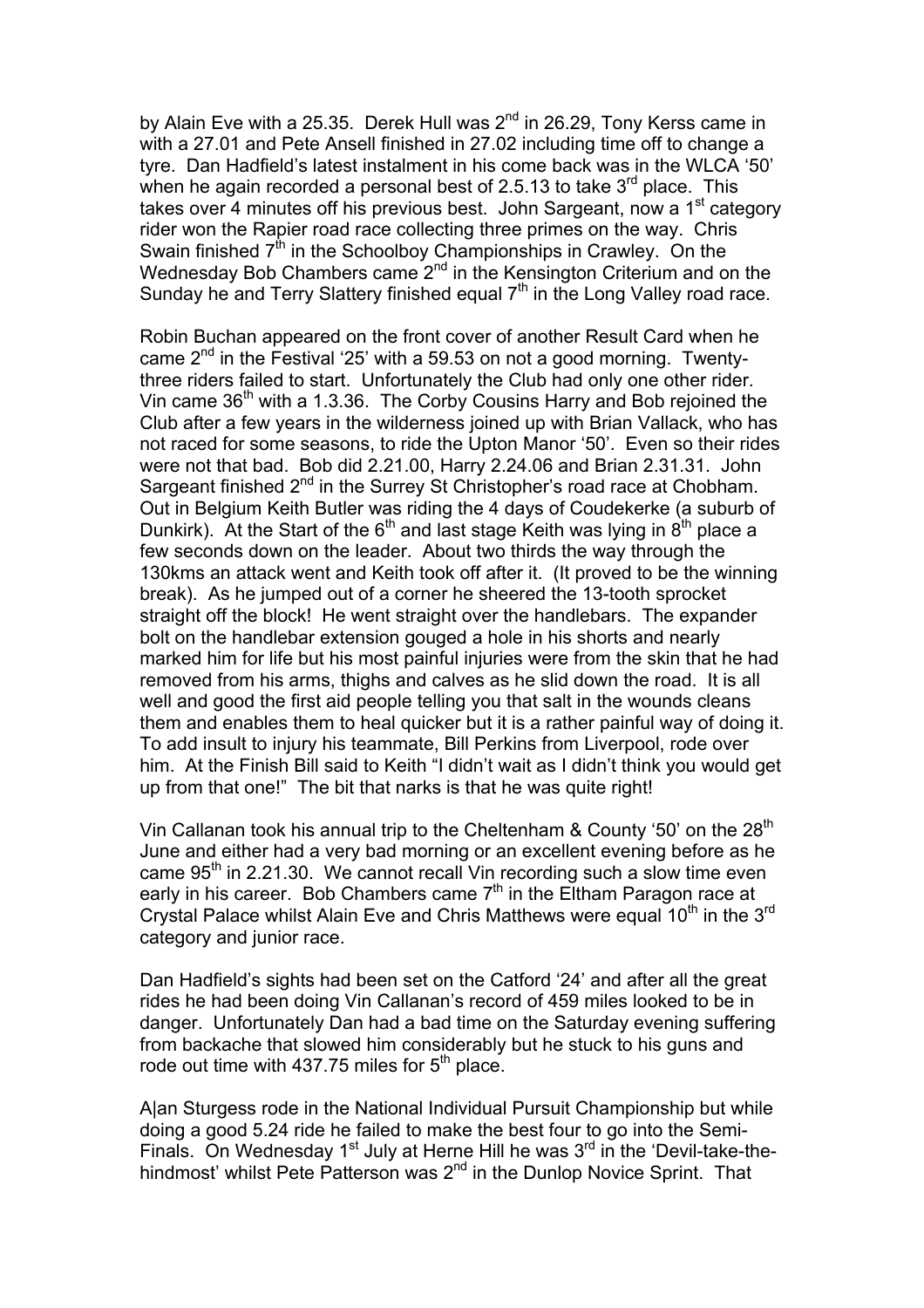by Alain Eve with a 25.35. Derek Hull was 2nd in 26.29, Tony Kerss came in with a 27.01 and Pete Ansell finished in 27.02 including time off to change a tyre. Dan Hadfield's latest instalment in his come back was in the WLCA '50' when he again recorded a personal best of 2.5.13 to take 3rd place. This takes over 4 minutes off his previous best. John Sargeant, now a 1st category rider won the Rapier road race collecting three primes on the way. Chris Swain finished 7th in the Schoolboy Championships in Crawley. On the Wednesday Bob Chambers came 2nd in the Kensington Criterium and on the Sunday he and Terry Slattery finished equal 7th in the Long Valley road race.

Robin Buchan appeared on the front cover of another Result Card when he came 2nd in the Festival '25' with a 59.53 on not a good morning. Twenty-three riders failed to start. Unfortunately the Club had only one other rider. Vin came 36th with a 1.3.36. The Corby Cousins Harry and Bob rejoined the Club after a few years in the wilderness joined up with Brian Vallack, who has not raced for some seasons, to ride the Upton Manor '50'. Even so their rides were not that bad. Bob did 2.21.00, Harry 2.24.06 and Brian 2.31.31. John Sargeant finished 2nd in the Surrey St Christopher's road race at Chobham. Out in Belgium Keith Butler was riding the 4 days of Coudekerke (a suburb of Dunkirk). At the Start of the 6th and last stage Keith was lying in 8th place a few seconds down on the leader. About two thirds the way through the 130kms an attack went and Keith took off after it. (It proved to be the winning break). As he jumped out of a corner he sheered the 13-tooth sprocket straight off the block! He went straight over the handlebars. The expander bolt on the handlebar extension gouged a hole in his shorts and nearly marked him for life but his most painful injuries were from the skin that he had removed from his arms, thighs and calves as he slid down the road. It is all well and good the first aid people telling you that salt in the wounds cleans them and enables them to heal quicker but it is a rather painful way of doing it. To add insult to injury his teammate, Bill Perkins from Liverpool, rode over him. At the Finish Bill said to Keith "I didn't wait as I didn't think you would get up from that one!" The bit that narks is that he was quite right!

Vin Callanan took his annual trip to the Cheltenham & County '50' on the 28th June and either had a very bad morning or an excellent evening before as he came 95th in 2.21.30. We cannot recall Vin recording such a slow time even early in his career. Bob Chambers came 7th in the Eltham Paragon race at Crystal Palace whilst Alain Eve and Chris Matthews were equal 10th in the 3rd category and junior race.

Dan Hadfield's sights had been set on the Catford '24' and after all the great rides he had been doing Vin Callanan's record of 459 miles looked to be in danger. Unfortunately Dan had a bad time on the Saturday evening suffering from backache that slowed him considerably but he stuck to his guns and rode out time with 437.75 miles for 5th place.

A|an Sturgess rode in the National Individual Pursuit Championship but while doing a good 5.24 ride he failed to make the best four to go into the Semi-Finals. On Wednesday 1st July at Herne Hill he was 3rd in the 'Devil-take-the-hindmost' whilst Pete Patterson was 2nd in the Dunlop Novice Sprint. That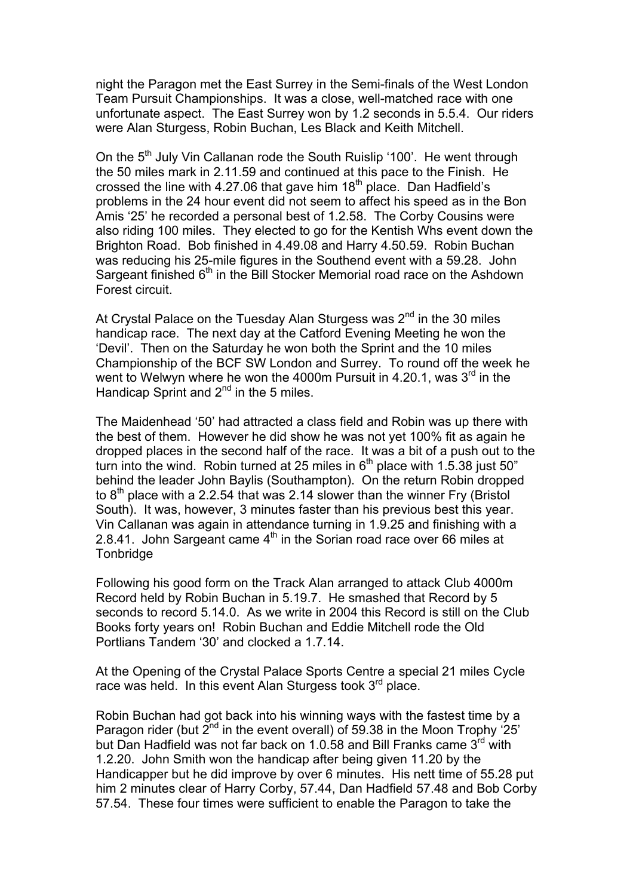night the Paragon met the East Surrey in the Semi-finals of the West London Team Pursuit Championships. It was a close, well-matched race with one unfortunate aspect. The East Surrey won by 1.2 seconds in 5.5.4. Our riders were Alan Sturgess, Robin Buchan, Les Black and Keith Mitchell.

On the 5th July Vin Callanan rode the South Ruislip '100'. He went through the 50 miles mark in 2.11.59 and continued at this pace to the Finish. He crossed the line with 4.27.06 that gave him 18th place. Dan Hadfield's problems in the 24 hour event did not seem to affect his speed as in the Bon Amis '25' he recorded a personal best of 1.2.58. The Corby Cousins were also riding 100 miles. They elected to go for the Kentish Whs event down the Brighton Road. Bob finished in 4.49.08 and Harry 4.50.59. Robin Buchan was reducing his 25-mile figures in the Southend event with a 59.28. John Sargeant finished 6th in the Bill Stocker Memorial road race on the Ashdown Forest circuit.

At Crystal Palace on the Tuesday Alan Sturgess was 2nd in the 30 miles handicap race. The next day at the Catford Evening Meeting he won the 'Devil'. Then on the Saturday he won both the Sprint and the 10 miles Championship of the BCF SW London and Surrey. To round off the week he went to Welwyn where he won the 4000m Pursuit in 4.20.1, was 3rd in the Handicap Sprint and 2nd in the 5 miles.

The Maidenhead '50' had attracted a class field and Robin was up there with the best of them. However he did show he was not yet 100% fit as again he dropped places in the second half of the race. It was a bit of a push out to the turn into the wind. Robin turned at 25 miles in 6th place with 1.5.38 just 50" behind the leader John Baylis (Southampton). On the return Robin dropped to 8th place with a 2.2.54 that was 2.14 slower than the winner Fry (Bristol South). It was, however, 3 minutes faster than his previous best this year. Vin Callanan was again in attendance turning in 1.9.25 and finishing with a 2.8.41. John Sargeant came 4th in the Sorian road race over 66 miles at Tonbridge

Following his good form on the Track Alan arranged to attack Club 4000m Record held by Robin Buchan in 5.19.7. He smashed that Record by 5 seconds to record 5.14.0. As we write in 2004 this Record is still on the Club Books forty years on! Robin Buchan and Eddie Mitchell rode the Old Portlians Tandem '30' and clocked a 1.7.14.

At the Opening of the Crystal Palace Sports Centre a special 21 miles Cycle race was held. In this event Alan Sturgess took 3rd place.

Robin Buchan had got back into his winning ways with the fastest time by a Paragon rider (but 2nd in the event overall) of 59.38 in the Moon Trophy '25' but Dan Hadfield was not far back on 1.0.58 and Bill Franks came 3rd with 1.2.20. John Smith won the handicap after being given 11.20 by the Handicapper but he did improve by over 6 minutes. His nett time of 55.28 put him 2 minutes clear of Harry Corby, 57.44, Dan Hadfield 57.48 and Bob Corby 57.54. These four times were sufficient to enable the Paragon to take the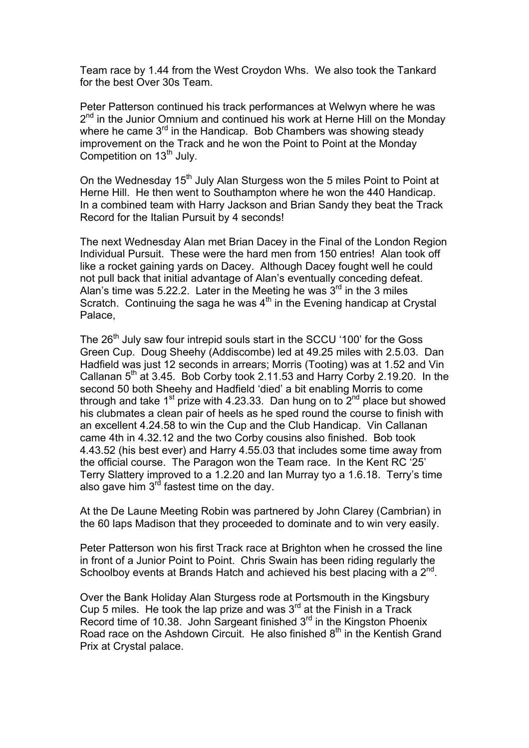Team race by 1.44 from the West Croydon Whs. We also took the Tankard for the best Over 30s Team.

Peter Patterson continued his track performances at Welwyn where he was 2nd in the Junior Omnium and continued his work at Herne Hill on the Monday where he came 3rd in the Handicap. Bob Chambers was showing steady improvement on the Track and he won the Point to Point at the Monday Competition on 13th July.

On the Wednesday 15th July Alan Sturgess won the 5 miles Point to Point at Herne Hill. He then went to Southampton where he won the 440 Handicap. In a combined team with Harry Jackson and Brian Sandy they beat the Track Record for the Italian Pursuit by 4 seconds!

The next Wednesday Alan met Brian Dacey in the Final of the London Region Individual Pursuit. These were the hard men from 150 entries! Alan took off like a rocket gaining yards on Dacey. Although Dacey fought well he could not pull back that initial advantage of Alan's eventually conceding defeat. Alan's time was 5.22.2. Later in the Meeting he was 3rd in the 3 miles Scratch. Continuing the saga he was 4th in the Evening handicap at Crystal Palace,

The 26th July saw four intrepid souls start in the SCCU '100' for the Goss Green Cup. Doug Sheehy (Addiscombe) led at 49.25 miles with 2.5.03. Dan Hadfield was just 12 seconds in arrears; Morris (Tooting) was at 1.52 and Vin Callanan 5th at 3.45. Bob Corby took 2.11.53 and Harry Corby 2.19.20. In the second 50 both Sheehy and Hadfield 'died' a bit enabling Morris to come through and take 1st prize with 4.23.33. Dan hung on to 2nd place but showed his clubmates a clean pair of heels as he sped round the course to finish with an excellent 4.24.58 to win the Cup and the Club Handicap. Vin Callanan came 4th in 4.32.12 and the two Corby cousins also finished. Bob took 4.43.52 (his best ever) and Harry 4.55.03 that includes some time away from the official course. The Paragon won the Team race. In the Kent RC '25' Terry Slattery improved to a 1.2.20 and Ian Murray tyo a 1.6.18. Terry's time also gave him 3rd fastest time on the day.

At the De Laune Meeting Robin was partnered by John Clarey (Cambrian) in the 60 laps Madison that they proceeded to dominate and to win very easily.

Peter Patterson won his first Track race at Brighton when he crossed the line in front of a Junior Point to Point. Chris Swain has been riding regularly the Schoolboy events at Brands Hatch and achieved his best placing with a 2nd.

Over the Bank Holiday Alan Sturgess rode at Portsmouth in the Kingsbury Cup 5 miles. He took the lap prize and was 3rd at the Finish in a Track Record time of 10.38. John Sargeant finished 3rd in the Kingston Phoenix Road race on the Ashdown Circuit. He also finished 8th in the Kentish Grand Prix at Crystal palace.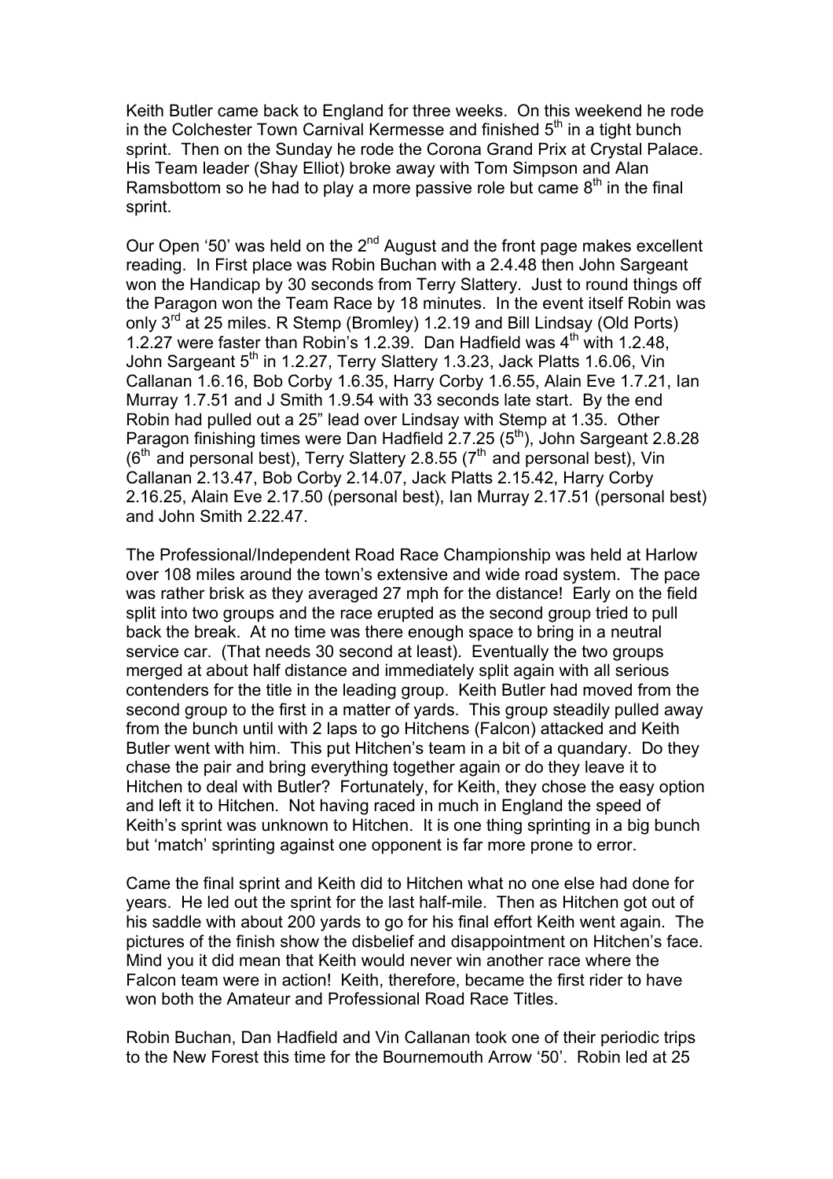Keith Butler came back to England for three weeks. On this weekend he rode in the Colchester Town Carnival Kermesse and finished 5th in a tight bunch sprint. Then on the Sunday he rode the Corona Grand Prix at Crystal Palace. His Team leader (Shay Elliot) broke away with Tom Simpson and Alan Ramsbottom so he had to play a more passive role but came 8th in the final sprint.

Our Open '50' was held on the 2nd August and the front page makes excellent reading. In First place was Robin Buchan with a 2.4.48 then John Sargeant won the Handicap by 30 seconds from Terry Slattery. Just to round things off the Paragon won the Team Race by 18 minutes. In the event itself Robin was only 3rd at 25 miles. R Stemp (Bromley) 1.2.19 and Bill Lindsay (Old Ports) 1.2.27 were faster than Robin's 1.2.39. Dan Hadfield was 4th with 1.2.48, John Sargeant 5th in 1.2.27, Terry Slattery 1.3.23, Jack Platts 1.6.06, Vin Callanan 1.6.16, Bob Corby 1.6.35, Harry Corby 1.6.55, Alain Eve 1.7.21, Ian Murray 1.7.51 and J Smith 1.9.54 with 33 seconds late start. By the end Robin had pulled out a 25" lead over Lindsay with Stemp at 1.35. Other Paragon finishing times were Dan Hadfield 2.7.25 (5th), John Sargeant 2.8.28 (6th and personal best), Terry Slattery 2.8.55 (7th and personal best), Vin Callanan 2.13.47, Bob Corby 2.14.07, Jack Platts 2.15.42, Harry Corby 2.16.25, Alain Eve 2.17.50 (personal best), Ian Murray 2.17.51 (personal best) and John Smith 2.22.47.

The Professional/Independent Road Race Championship was held at Harlow over 108 miles around the town's extensive and wide road system. The pace was rather brisk as they averaged 27 mph for the distance! Early on the field split into two groups and the race erupted as the second group tried to pull back the break. At no time was there enough space to bring in a neutral service car. (That needs 30 second at least). Eventually the two groups merged at about half distance and immediately split again with all serious contenders for the title in the leading group. Keith Butler had moved from the second group to the first in a matter of yards. This group steadily pulled away from the bunch until with 2 laps to go Hitchens (Falcon) attacked and Keith Butler went with him. This put Hitchen's team in a bit of a quandary. Do they chase the pair and bring everything together again or do they leave it to Hitchen to deal with Butler? Fortunately, for Keith, they chose the easy option and left it to Hitchen. Not having raced in much in England the speed of Keith's sprint was unknown to Hitchen. It is one thing sprinting in a big bunch but 'match' sprinting against one opponent is far more prone to error.

Came the final sprint and Keith did to Hitchen what no one else had done for years. He led out the sprint for the last half-mile. Then as Hitchen got out of his saddle with about 200 yards to go for his final effort Keith went again. The pictures of the finish show the disbelief and disappointment on Hitchen's face. Mind you it did mean that Keith would never win another race where the Falcon team were in action! Keith, therefore, became the first rider to have won both the Amateur and Professional Road Race Titles.

Robin Buchan, Dan Hadfield and Vin Callanan took one of their periodic trips to the New Forest this time for the Bournemouth Arrow '50'. Robin led at 25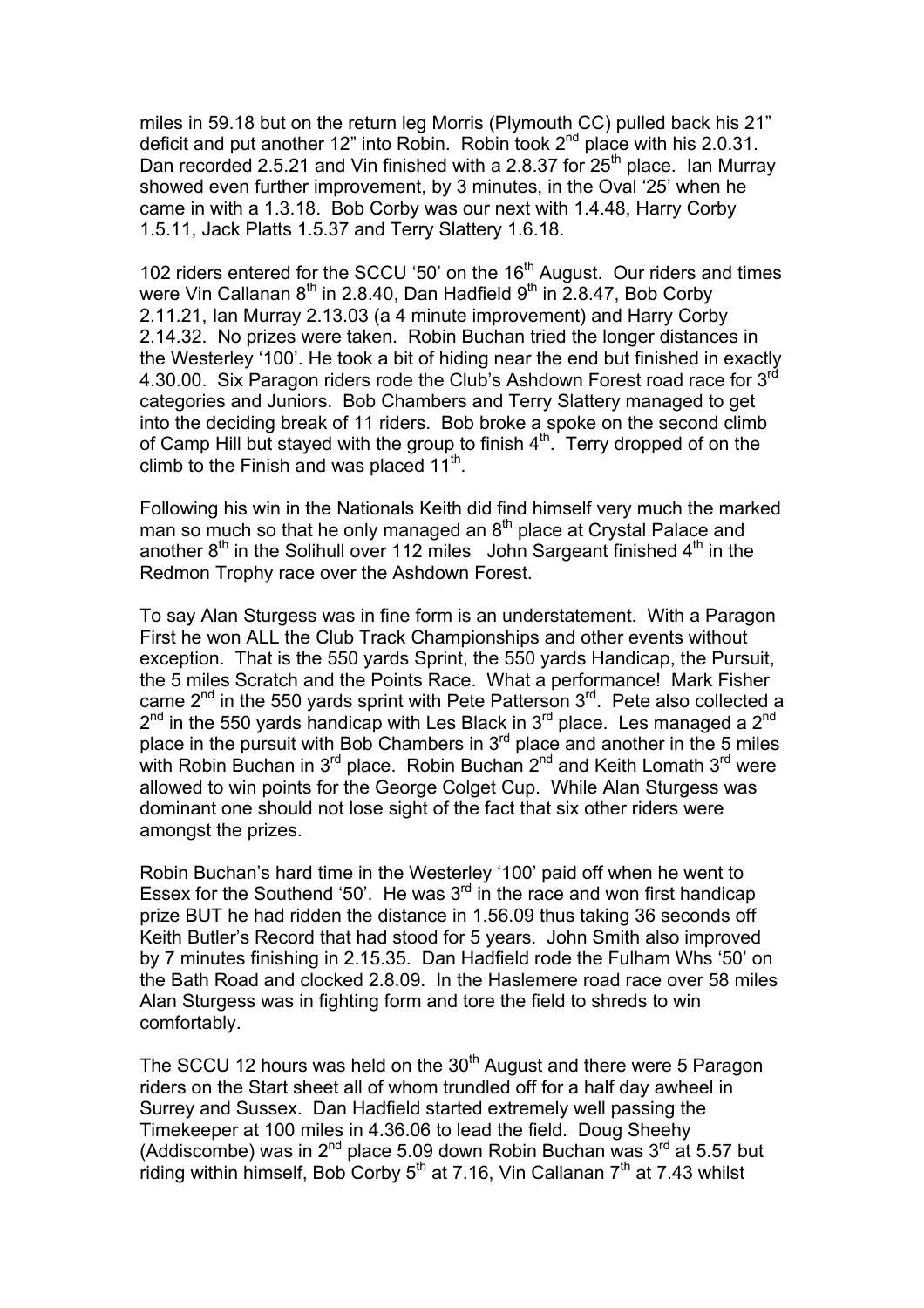miles in 59.18 but on the return leg Morris (Plymouth CC) pulled back his 21" deficit and put another 12" into Robin. Robin took 2nd place with his 2.0.31. Dan recorded 2.5.21 and Vin finished with a 2.8.37 for 25th place. Ian Murray showed even further improvement, by 3 minutes, in the Oval '25' when he came in with a 1.3.18. Bob Corby was our next with 1.4.48, Harry Corby 1.5.11, Jack Platts 1.5.37 and Terry Slattery 1.6.18.

102 riders entered for the SCCU '50' on the 16th August. Our riders and times were Vin Callanan 8th in 2.8.40, Dan Hadfield 9th in 2.8.47, Bob Corby 2.11.21, Ian Murray 2.13.03 (a 4 minute improvement) and Harry Corby 2.14.32. No prizes were taken. Robin Buchan tried the longer distances in the Westerley '100'. He took a bit of hiding near the end but finished in exactly 4.30.00. Six Paragon riders rode the Club's Ashdown Forest road race for 3rd categories and Juniors. Bob Chambers and Terry Slattery managed to get into the deciding break of 11 riders. Bob broke a spoke on the second climb of Camp Hill but stayed with the group to finish 4th. Terry dropped of on the climb to the Finish and was placed 11th.

Following his win in the Nationals Keith did find himself very much the marked man so much so that he only managed an 8th place at Crystal Palace and another 8th in the Solihull over 112 miles John Sargeant finished 4th in the Redmon Trophy race over the Ashdown Forest.

To say Alan Sturgess was in fine form is an understatement. With a Paragon First he won ALL the Club Track Championships and other events without exception. That is the 550 yards Sprint, the 550 yards Handicap, the Pursuit, the 5 miles Scratch and the Points Race. What a performance! Mark Fisher came 2nd in the 550 yards sprint with Pete Patterson 3rd. Pete also collected a 2nd in the 550 yards handicap with Les Black in 3rd place. Les managed a 2nd place in the pursuit with Bob Chambers in 3rd place and another in the 5 miles with Robin Buchan in 3rd place. Robin Buchan 2nd and Keith Lomath 3rd were allowed to win points for the George Colget Cup. While Alan Sturgess was dominant one should not lose sight of the fact that six other riders were amongst the prizes.

Robin Buchan's hard time in the Westerley '100' paid off when he went to Essex for the Southend '50'. He was 3rd in the race and won first handicap prize BUT he had ridden the distance in 1.56.09 thus taking 36 seconds off Keith Butler's Record that had stood for 5 years. John Smith also improved by 7 minutes finishing in 2.15.35. Dan Hadfield rode the Fulham Whs '50' on the Bath Road and clocked 2.8.09. In the Haslemere road race over 58 miles Alan Sturgess was in fighting form and tore the field to shreds to win comfortably.

The SCCU 12 hours was held on the 30th August and there were 5 Paragon riders on the Start sheet all of whom trundled off for a half day awheel in Surrey and Sussex. Dan Hadfield started extremely well passing the Timekeeper at 100 miles in 4.36.06 to lead the field. Doug Sheehy (Addiscombe) was in 2nd place 5.09 down Robin Buchan was 3rd at 5.57 but riding within himself, Bob Corby 5th at 7.16, Vin Callanan 7th at 7.43 whilst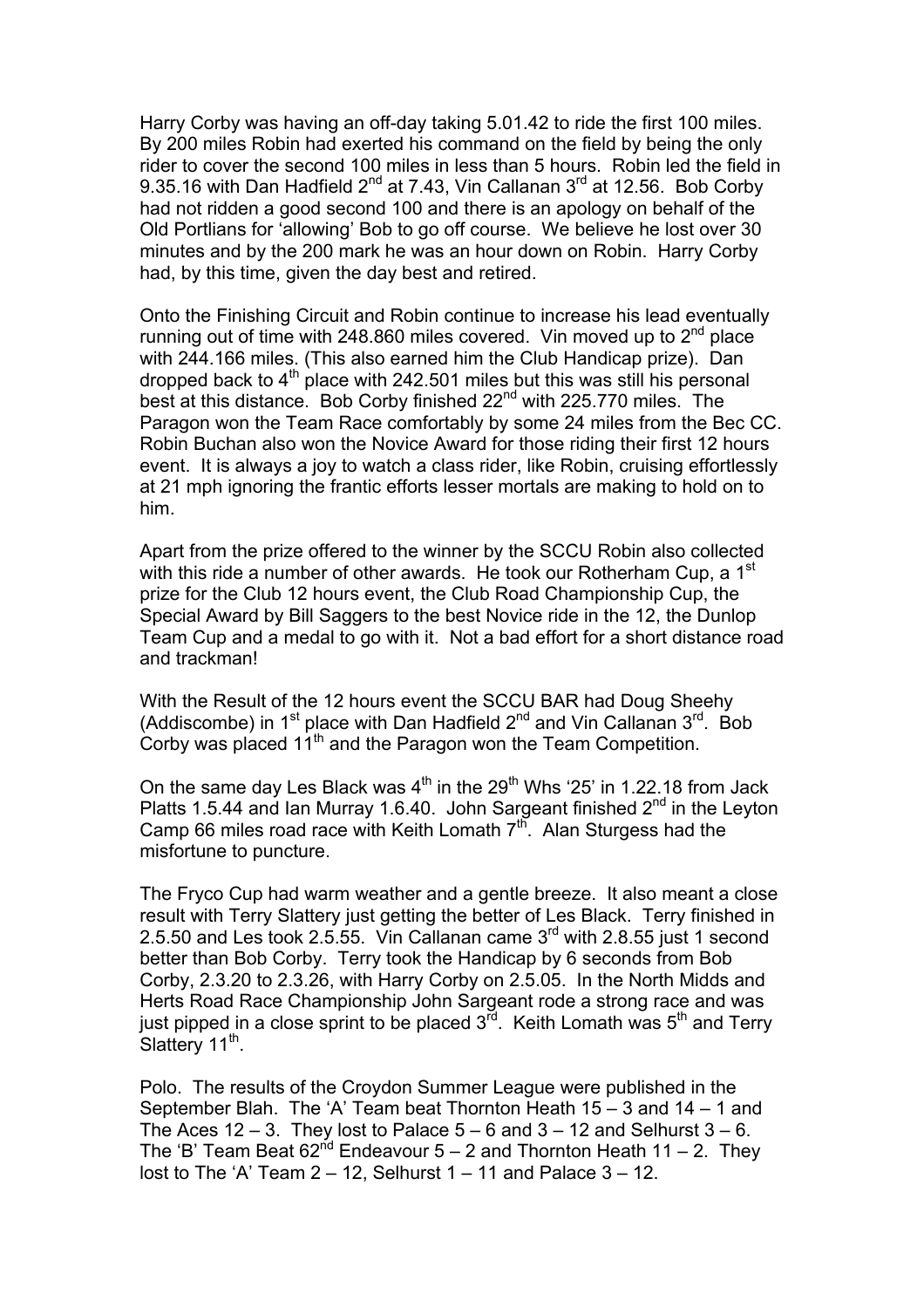Harry Corby was having an off-day taking 5.01.42 to ride the first 100 miles. By 200 miles Robin had exerted his command on the field by being the only rider to cover the second 100 miles in less than 5 hours. Robin led the field in 9.35.16 with Dan Hadfield 2nd at 7.43, Vin Callanan 3rd at 12.56. Bob Corby had not ridden a good second 100 and there is an apology on behalf of the Old Portlians for 'allowing' Bob to go off course. We believe he lost over 30 minutes and by the 200 mark he was an hour down on Robin. Harry Corby had, by this time, given the day best and retired.

Onto the Finishing Circuit and Robin continue to increase his lead eventually running out of time with 248.860 miles covered. Vin moved up to 2nd place with 244.166 miles. (This also earned him the Club Handicap prize). Dan dropped back to 4th place with 242.501 miles but this was still his personal best at this distance. Bob Corby finished 22nd with 225.770 miles. The Paragon won the Team Race comfortably by some 24 miles from the Bec CC. Robin Buchan also won the Novice Award for those riding their first 12 hours event. It is always a joy to watch a class rider, like Robin, cruising effortlessly at 21 mph ignoring the frantic efforts lesser mortals are making to hold on to him.

Apart from the prize offered to the winner by the SCCU Robin also collected with this ride a number of other awards. He took our Rotherham Cup, a 1st prize for the Club 12 hours event, the Club Road Championship Cup, the Special Award by Bill Saggers to the best Novice ride in the 12, the Dunlop Team Cup and a medal to go with it. Not a bad effort for a short distance road and trackman!

With the Result of the 12 hours event the SCCU BAR had Doug Sheehy (Addiscombe) in 1st place with Dan Hadfield 2nd and Vin Callanan 3rd. Bob Corby was placed 11th and the Paragon won the Team Competition.

On the same day Les Black was 4th in the 29th Whs '25' in 1.22.18 from Jack Platts 1.5.44 and Ian Murray 1.6.40. John Sargeant finished 2nd in the Leyton Camp 66 miles road race with Keith Lomath 7th. Alan Sturgess had the misfortune to puncture.

The Fryco Cup had warm weather and a gentle breeze. It also meant a close result with Terry Slattery just getting the better of Les Black. Terry finished in 2.5.50 and Les took 2.5.55. Vin Callanan came 3rd with 2.8.55 just 1 second better than Bob Corby. Terry took the Handicap by 6 seconds from Bob Corby, 2.3.20 to 2.3.26, with Harry Corby on 2.5.05. In the North Midds and Herts Road Race Championship John Sargeant rode a strong race and was just pipped in a close sprint to be placed 3rd. Keith Lomath was 5th and Terry Slattery 11th.

Polo. The results of the Croydon Summer League were published in the September Blah. The 'A' Team beat Thornton Heath 15 – 3 and 14 – 1 and The Aces 12 – 3. They lost to Palace 5 – 6 and 3 – 12 and Selhurst 3 – 6. The 'B' Team Beat 62nd Endeavour 5 – 2 and Thornton Heath 11 – 2. They lost to The 'A' Team 2 – 12, Selhurst 1 – 11 and Palace 3 – 12.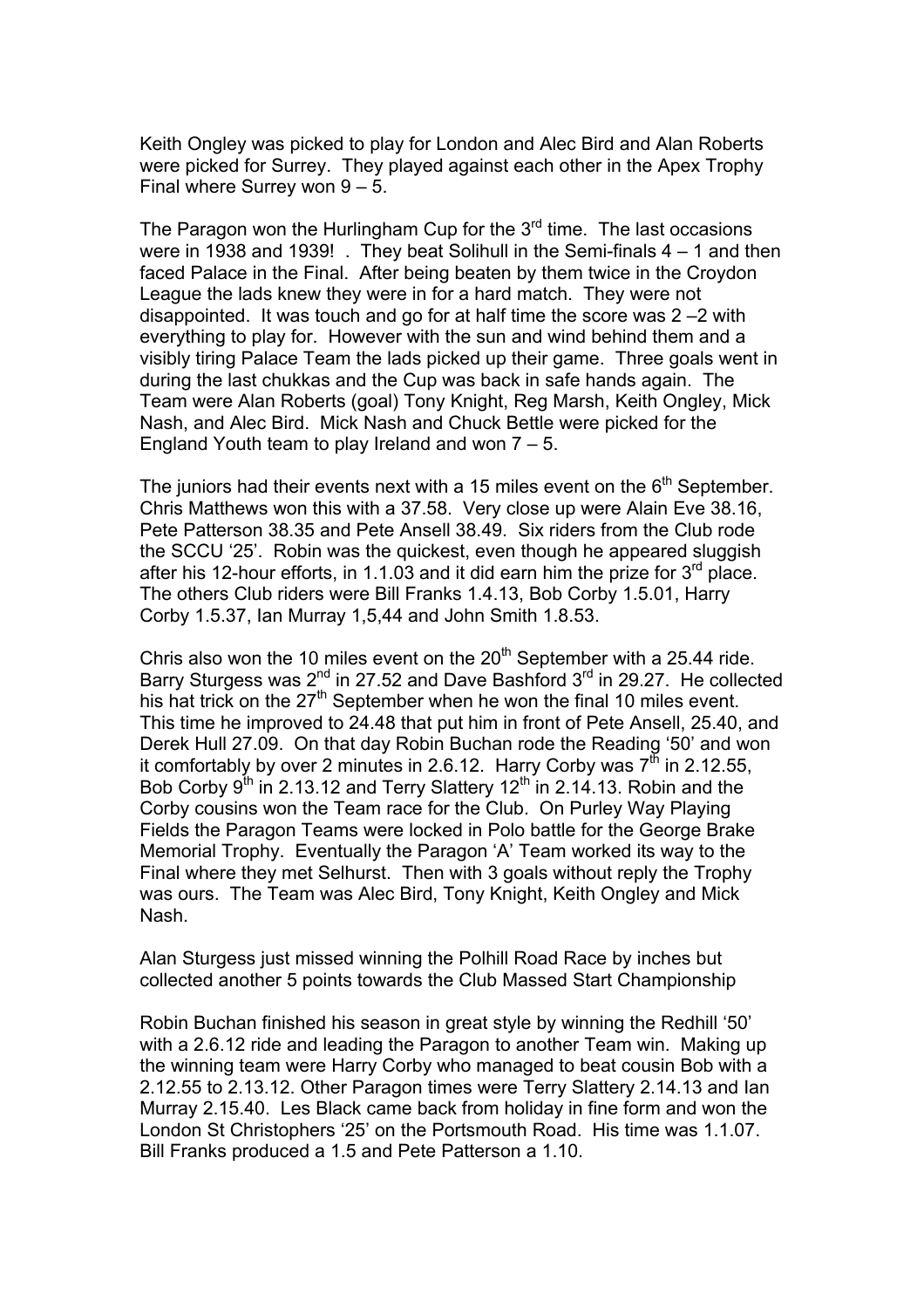Keith Ongley was picked to play for London and Alec Bird and Alan Roberts were picked for Surrey. They played against each other in the Apex Trophy Final where Surrey won 9 – 5.

The Paragon won the Hurlingham Cup for the 3rd time. The last occasions were in 1938 and 1939! . They beat Solihull in the Semi-finals 4 – 1 and then faced Palace in the Final. After being beaten by them twice in the Croydon League the lads knew they were in for a hard match. They were not disappointed. It was touch and go for at half time the score was 2 –2 with everything to play for. However with the sun and wind behind them and a visibly tiring Palace Team the lads picked up their game. Three goals went in during the last chukkas and the Cup was back in safe hands again. The Team were Alan Roberts (goal) Tony Knight, Reg Marsh, Keith Ongley, Mick Nash, and Alec Bird. Mick Nash and Chuck Bettle were picked for the England Youth team to play Ireland and won 7 – 5.

The juniors had their events next with a 15 miles event on the 6th September. Chris Matthews won this with a 37.58. Very close up were Alain Eve 38.16, Pete Patterson 38.35 and Pete Ansell 38.49. Six riders from the Club rode the SCCU '25'. Robin was the quickest, even though he appeared sluggish after his 12-hour efforts, in 1.1.03 and it did earn him the prize for 3rd place. The others Club riders were Bill Franks 1.4.13, Bob Corby 1.5.01, Harry Corby 1.5.37, Ian Murray 1,5,44 and John Smith 1.8.53.

Chris also won the 10 miles event on the 20th September with a 25.44 ride. Barry Sturgess was 2nd in 27.52 and Dave Bashford 3rd in 29.27. He collected his hat trick on the 27th September when he won the final 10 miles event. This time he improved to 24.48 that put him in front of Pete Ansell, 25.40, and Derek Hull 27.09. On that day Robin Buchan rode the Reading '50' and won it comfortably by over 2 minutes in 2.6.12. Harry Corby was 7th in 2.12.55, Bob Corby 9th in 2.13.12 and Terry Slattery 12th in 2.14.13. Robin and the Corby cousins won the Team race for the Club. On Purley Way Playing Fields the Paragon Teams were locked in Polo battle for the George Brake Memorial Trophy. Eventually the Paragon 'A' Team worked its way to the Final where they met Selhurst. Then with 3 goals without reply the Trophy was ours. The Team was Alec Bird, Tony Knight, Keith Ongley and Mick Nash.

Alan Sturgess just missed winning the Polhill Road Race by inches but collected another 5 points towards the Club Massed Start Championship

Robin Buchan finished his season in great style by winning the Redhill '50' with a 2.6.12 ride and leading the Paragon to another Team win. Making up the winning team were Harry Corby who managed to beat cousin Bob with a 2.12.55 to 2.13.12. Other Paragon times were Terry Slattery 2.14.13 and Ian Murray 2.15.40. Les Black came back from holiday in fine form and won the London St Christophers '25' on the Portsmouth Road. His time was 1.1.07. Bill Franks produced a 1.5 and Pete Patterson a 1.10.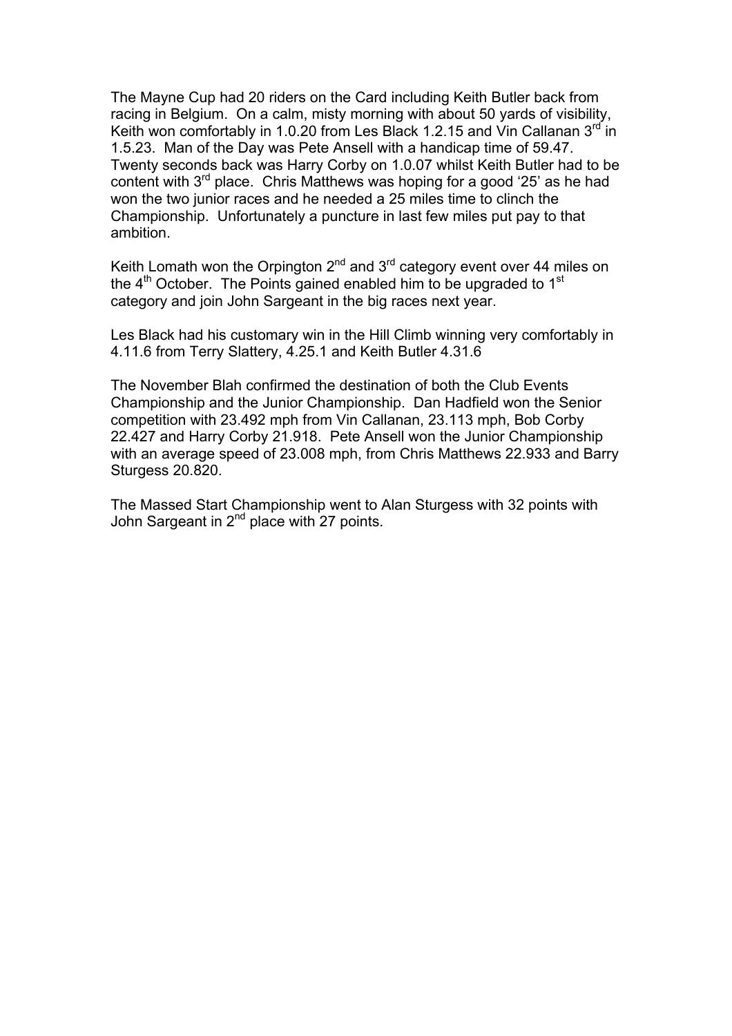The Mayne Cup had 20 riders on the Card including Keith Butler back from racing in Belgium. On a calm, misty morning with about 50 yards of visibility, Keith won comfortably in 1.0.20 from Les Black 1.2.15 and Vin Callanan 3rd in 1.5.23. Man of the Day was Pete Ansell with a handicap time of 59.47. Twenty seconds back was Harry Corby on 1.0.07 whilst Keith Butler had to be content with 3rd place. Chris Matthews was hoping for a good '25' as he had won the two junior races and he needed a 25 miles time to clinch the Championship. Unfortunately a puncture in last few miles put pay to that ambition.

Keith Lomath won the Orpington 2nd and 3rd category event over 44 miles on the 4th October. The Points gained enabled him to be upgraded to 1st category and join John Sargeant in the big races next year.

Les Black had his customary win in the Hill Climb winning very comfortably in 4.11.6 from Terry Slattery, 4.25.1 and Keith Butler 4.31.6

The November Blah confirmed the destination of both the Club Events Championship and the Junior Championship. Dan Hadfield won the Senior competition with 23.492 mph from Vin Callanan, 23.113 mph, Bob Corby 22.427 and Harry Corby 21.918. Pete Ansell won the Junior Championship with an average speed of 23.008 mph, from Chris Matthews 22.933 and Barry Sturgess 20.820.

The Massed Start Championship went to Alan Sturgess with 32 points with John Sargeant in 2nd place with 27 points.